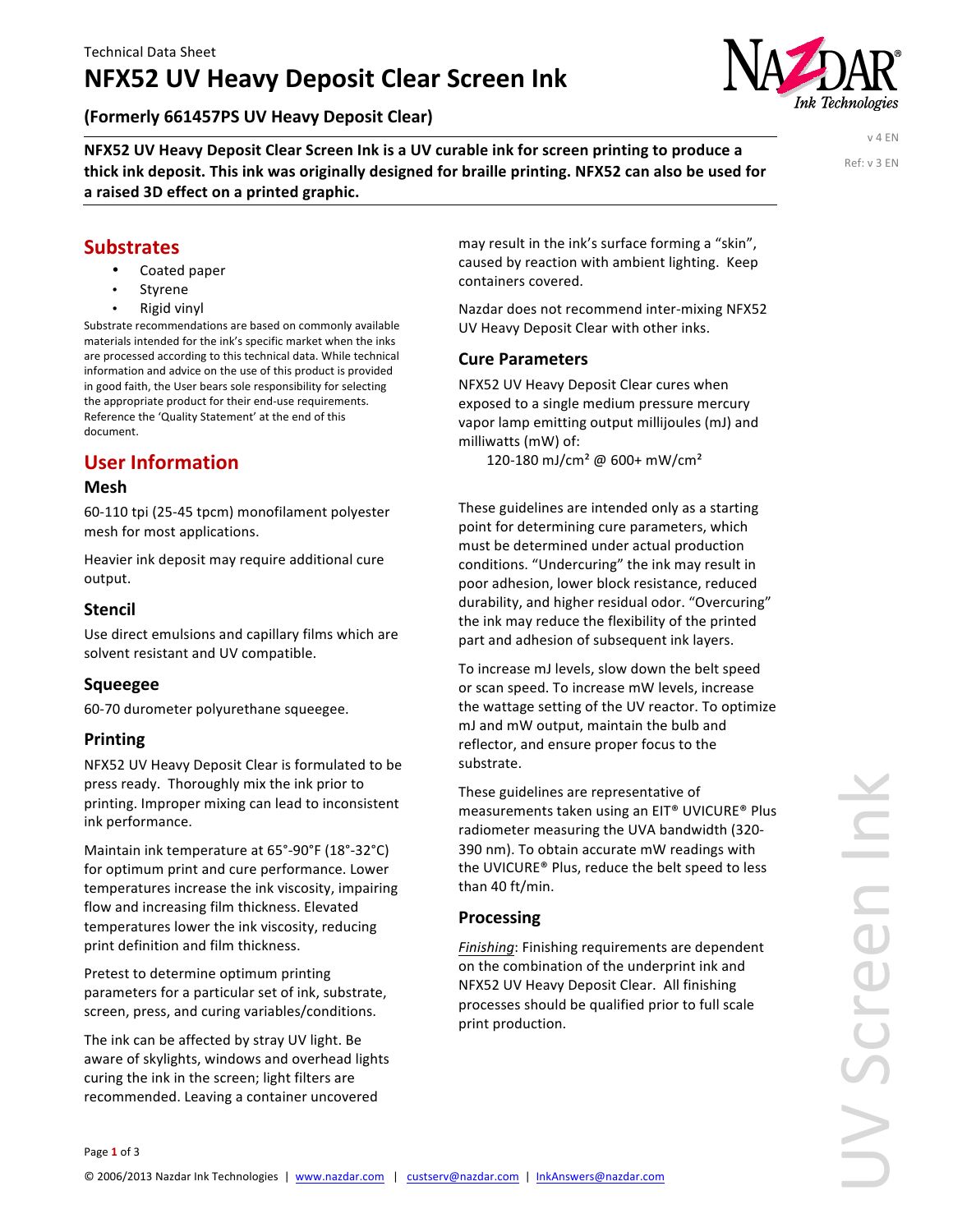Technical Data Sheet

# NFX52 UV Heavy Deposit Clear Screen Ink

**(Formerly 661457PS UV Heavy Deposit Clear)**

v 4 EN

Ref: v 3 EN

**NFX52 UV Heavy Deposit Clear Screen Ink is a UV curable ink for screen printing to produce a thick ink deposit. This ink was originally designed for braille printing. NFX52 can also be used for a raised 3D effect on a printed graphic.**

## Substrates

- Coated paper
- Styrene
- Rigid vinyl

Substrate recommendations are based on commonly available materials intended for the ink's specific market when the inks are processed according to this technical data. While technical information and advice on the use of this product is provided in good faith, the User bears sole responsibility for selecting the appropriate product for their end-use requirements. Reference the 'Quality Statement' at the end of this document.

## User Information

### Mesh

60-110 tpi (25-45 tpcm) monofilament polyester mesh for most applications.

Heavier ink deposit may require additional cure output.

### Stencil

Use direct emulsions and capillary films which are solvent resistant and UV compatible.

### Squeegee

60-70 durometer polyurethane squeegee.

### Printing

NFX52 UV Heavy Deposit Clear is formulated to be press ready. Thoroughly mix the ink prior to printing. Improper mixing can lead to inconsistent ink performance.

Maintain ink temperature at 65°-90°F (18°-32°C) for optimum print and cure performance. Lower temperatures increase the ink viscosity, impairing flow and increasing film thickness. Elevated temperatures lower the ink viscosity, reducing print definition and film thickness.

Pretest to determine optimum printing parameters for a particular set of ink, substrate, screen, press, and curing variables/conditions.

The ink can be affected by stray UV light. Be aware of skylights, windows and overhead lights curing the ink in the screen; light filters are recommended. Leaving a container uncovered may result in the ink's surface forming a "skin", caused by reaction with ambient lighting. Keep containers covered.

Nazdar does not recommend inter-mixing NFX52 UV Heavy Deposit Clear with other inks.

### Cure Parameters

NFX52 UV Heavy Deposit Clear cures when exposed to a single medium pressure mercury vapor lamp emitting output millijoules (mJ) and milliwatts (mW) of:

120-180 mJ/cm² @ 600+ mW/cm²

These guidelines are intended only as a starting point for determining cure parameters, which must be determined under actual production conditions. "Undercuring" the ink may result in poor adhesion, lower block resistance, reduced durability, and higher residual odor. "Overcuring" the ink may reduce the flexibility of the printed part and adhesion of subsequent ink layers.

To increase mJ levels, slow down the belt speed or scan speed. To increase mW levels, increase the wattage setting of the UV reactor. To optimize mJ and mW output, maintain the bulb and reflector, and ensure proper focus to the substrate.

These guidelines are representative of measurements taken using an EIT® UVICURE® Plus radiometer measuring the UVA bandwidth (320-390 nm). To obtain accurate mW readings with the UVICURE® Plus, reduce the belt speed to less than 40 ft/min.

### Processing

*Finishing*: Finishing requirements are dependent on the combination of the underprint ink and NFX52 UV Heavy Deposit Clear. All finishing processes should be qualified prior to full scale print production.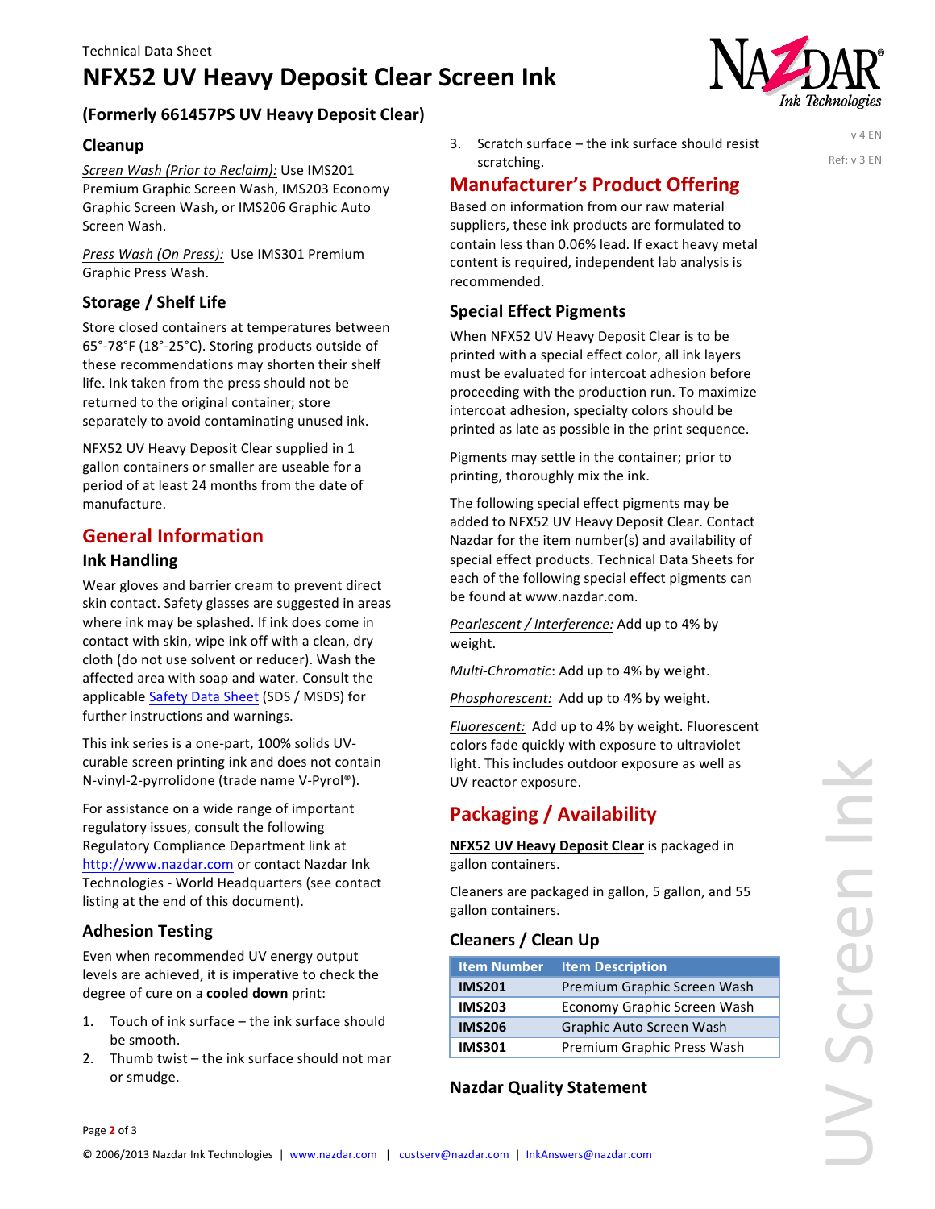## Cleanup

*Screen Wash (Prior to Reclaim):* Use IMS201 Premium Graphic Screen Wash, IMS203 Economy Graphic Screen Wash, or IMS206 Graphic Auto Screen Wash.

*Press Wash (On Press):* Use IMS301 Premium Graphic Press Wash.

## Storage / Shelf Life

Store closed containers at temperatures between 65°-78°F (18°-25°C). Storing products outside of these recommendations may shorten their shelf life. Ink taken from the press should not be returned to the original container; store separately to avoid contaminating unused ink.

NFX52 UV Heavy Deposit Clear supplied in 1 gallon containers or smaller are useable for a period of at least 24 months from the date of manufacture.

# General Information

## Ink Handling

Wear gloves and barrier cream to prevent direct skin contact. Safety glasses are suggested in areas where ink may be splashed. If ink does come in contact with skin, wipe ink off with a clean, dry cloth (do not use solvent or reducer). Wash the affected area with soap and water. Consult the applicable Safety Data Sheet (SDS / MSDS) for further instructions and warnings.

This ink series is a one-part, 100% solids UV-curable screen printing ink and does not contain N-vinyl-2-pyrrolidone (trade name V-Pyrol®).

For assistance on a wide range of important regulatory issues, consult the following Regulatory Compliance Department link at http://www.nazdar.com or contact Nazdar Ink Technologies - World Headquarters (see contact listing at the end of this document).

## Adhesion Testing

Even when recommended UV energy output levels are achieved, it is imperative to check the degree of cure on a **cooled down** print:

1. Touch of ink surface – the ink surface should be smooth.
2. Thumb twist – the ink surface should not mar or smudge.
3. Scratch surface – the ink surface should resist scratching.

# Manufacturer's Product Offering

Based on information from our raw material suppliers, these ink products are formulated to contain less than 0.06% lead. If exact heavy metal content is required, independent lab analysis is recommended.

## Special Effect Pigments

When NFX52 UV Heavy Deposit Clear is to be printed with a special effect color, all ink layers must be evaluated for intercoat adhesion before proceeding with the production run. To maximize intercoat adhesion, specialty colors should be printed as late as possible in the print sequence.

Pigments may settle in the container; prior to printing, thoroughly mix the ink.

The following special effect pigments may be added to NFX52 UV Heavy Deposit Clear. Contact Nazdar for the item number(s) and availability of special effect products. Technical Data Sheets for each of the following special effect pigments can be found at www.nazdar.com.

*Pearlescent / Interference:* Add up to 4% by weight.

*Multi-Chromatic*: Add up to 4% by weight.

*Phosphorescent:* Add up to 4% by weight.

*Fluorescent:* Add up to 4% by weight. Fluorescent colors fade quickly with exposure to ultraviolet light. This includes outdoor exposure as well as UV reactor exposure.

# Packaging / Availability

**NFX52 UV Heavy Deposit Clear** is packaged in gallon containers.

Cleaners are packaged in gallon, 5 gallon, and 55 gallon containers.

## Cleaners / Clean Up

| Item Number | Item Description |
|---|---|
| **IMS201** | Premium Graphic Screen Wash |
| **IMS203** | Economy Graphic Screen Wash |
| **IMS206** | Graphic Auto Screen Wash |
| **IMS301** | Premium Graphic Press Wash |

## Nazdar Quality Statement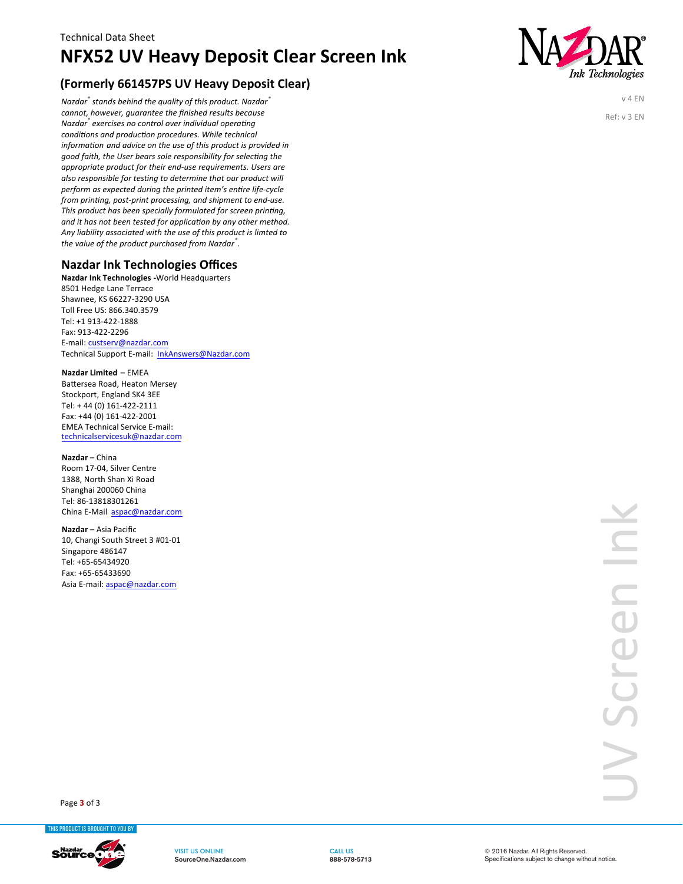Technical Data Sheet

# NFX52 UV Heavy Deposit Clear Screen Ink

## (Formerly 661457PS UV Heavy Deposit Clear)

v 4 EN

Ref: v 3 EN

*Nazdar® stands behind the quality of this product. Nazdar® cannot, however, guarantee the finished results because Nazdar® exercises no control over individual operating conditions and production procedures. While technical information and advice on the use of this product is provided in good faith, the User bears sole responsibility for selecting the appropriate product for their end-use requirements. Users are also responsible for testing to determine that our product will perform as expected during the printed item's entire life-cycle from printing, post-print processing, and shipment to end-use. This product has been specially formulated for screen printing, and it has not been tested for application by any other method. Any liability associated with the use of this product is limted to the value of the product purchased from Nazdar®.*

## Nazdar Ink Technologies Offices

**Nazdar Ink Technologies -**World Headquarters
8501 Hedge Lane Terrace
Shawnee, KS 66227-3290 USA
Toll Free US: 866.340.3579
Tel: +1 913-422-1888
Fax: 913-422-2296
E-mail: custserv@nazdar.com
Technical Support E-mail: InkAnswers@Nazdar.com

**Nazdar Limited** – EMEA
Battersea Road, Heaton Mersey
Stockport, England SK4 3EE
Tel: + 44 (0) 161-422-2111
Fax: +44 (0) 161-422-2001
EMEA Technical Service E-mail:
technicalservicesuk@nazdar.com

**Nazdar** – China
Room 17-04, Silver Centre
1388, North Shan Xi Road
Shanghai 200060 China
Tel: 86-13818301261
China E-Mail aspac@nazdar.com

**Nazdar** – Asia Pacific
10, Changi South Street 3 #01-01
Singapore 486147
Tel: +65-65434920
Fax: +65-65433690
Asia E-mail: aspac@nazdar.com

UV Screen Ink

THIS PRODUCT IS BROUGHT TO YOU BY

VISIT US ONLINE
SourceOne.Nazdar.com

CALL US
888-578-5713

© 2016 Nazdar. All Rights Reserved.
Specifications subject to change without notice.